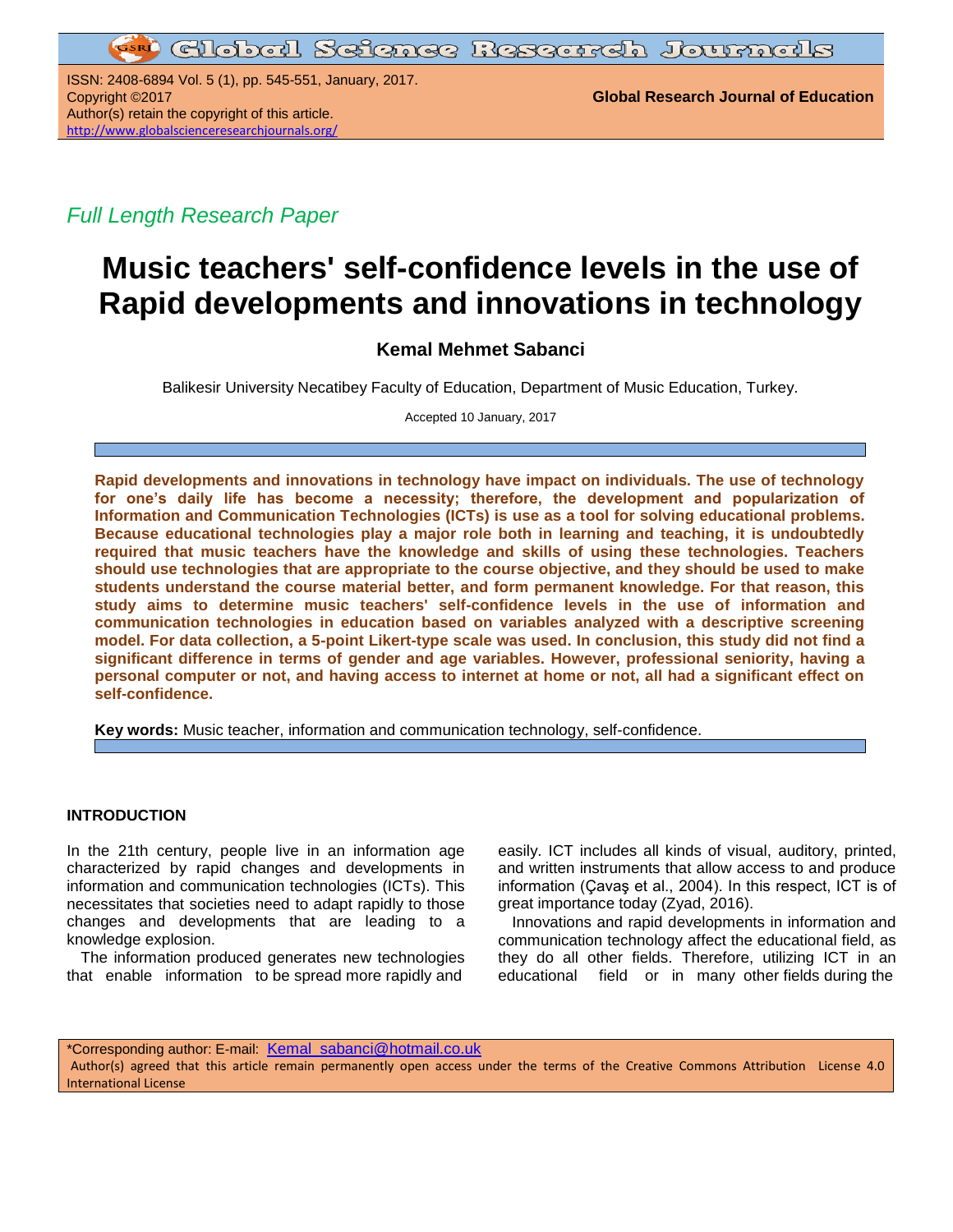*Full Length Research Paper*

# Music teachers' self-confidence levels in the use of Rapid developments and innovations in technology

**Kemal Mehmet Sabanci**

Balikesir University Necatibey Faculty of Education, Department of Music Education, Turkey.

Accepted 10 January, 2017

**Rapid developments and innovations in technology have impact on individuals. The use of technology for one's daily life has become a necessity; therefore, the development and popularization of Information and Communication Technologies (ICTs) is use as a tool for solving educational problems. Because educational technologies play a major role both in learning and teaching, it is undoubtedly required that music teachers have the knowledge and skills of using these technologies. Teachers should use technologies that are appropriate to the course objective, and they should be used to make students understand the course material better, and form permanent knowledge. For that reason, this study aims to determine music teachers' self-confidence levels in the use of information and communication technologies in education based on variables analyzed with a descriptive screening model. For data collection, a 5-point Likert-type scale was used. In conclusion, this study did not find a significant difference in terms of gender and age variables. However, professional seniority, having a personal computer or not, and having access to internet at home or not, all had a significant effect on self-confidence.**

**Key words:** Music teacher, information and communication technology, self-confidence.

## INTRODUCTION

In the 21th century, people live in an information age characterized by rapid changes and developments in information and communication technologies (ICTs). This necessitates that societies need to adapt rapidly to those changes and developments that are leading to a knowledge explosion.

The information produced generates new technologies that enable information to be spread more rapidly and easily. ICT includes all kinds of visual, auditory, printed, and written instruments that allow access to and produce information (Çavaş et al., 2004). In this respect, ICT is of great importance today (Zyad, 2016).

Innovations and rapid developments in information and communication technology affect the educational field, as they do all other fields. Therefore, utilizing ICT in an educational field or in many other fields during the

*Corresponding author: E-mail: Kemal_sabanci@hotmail.co.uk

Author(s) agreed that this article remain permanently open access under the terms of the Creative Commons Attribution License 4.0 International License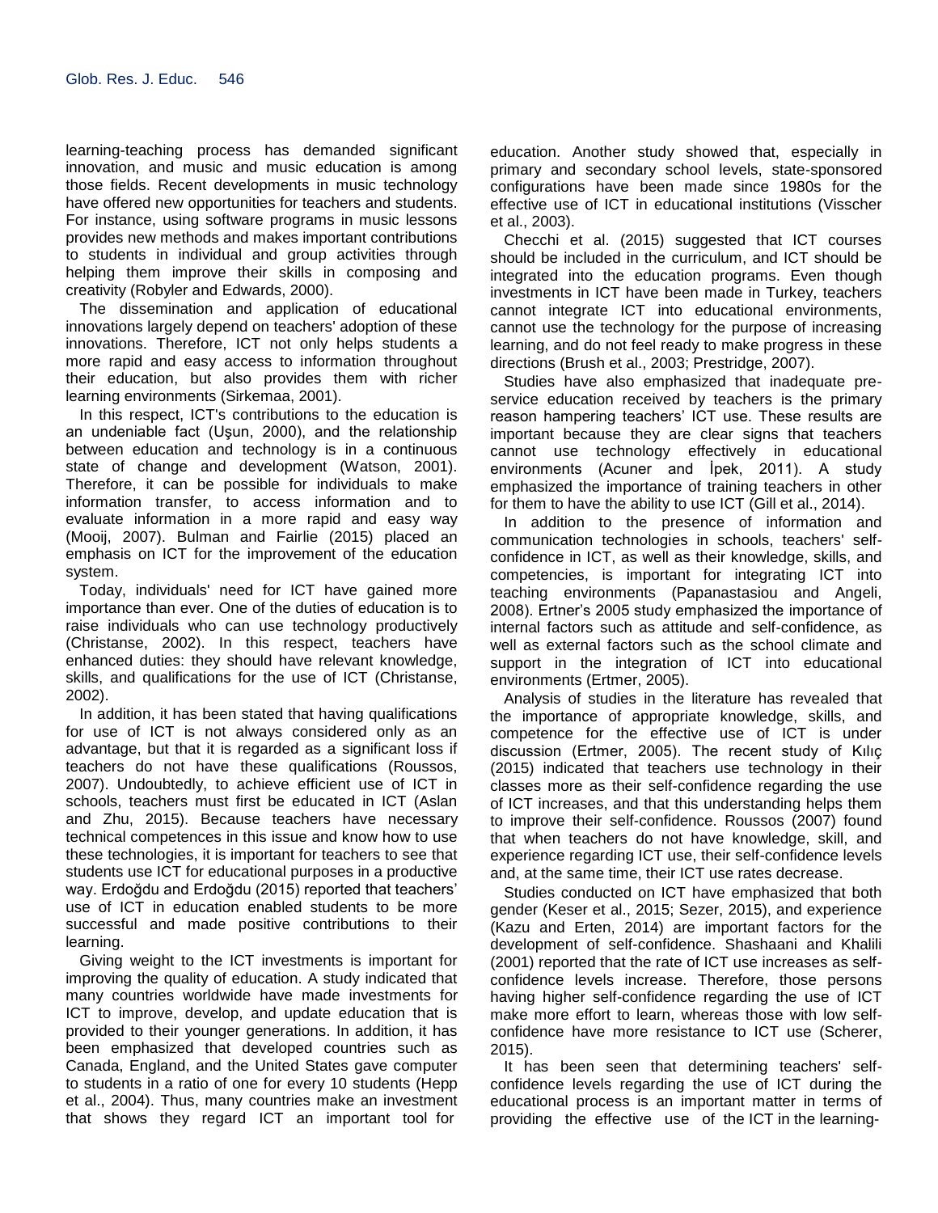learning-teaching process has demanded significant innovation, and music and music education is among those fields. Recent developments in music technology have offered new opportunities for teachers and students. For instance, using software programs in music lessons provides new methods and makes important contributions to students in individual and group activities through helping them improve their skills in composing and creativity (Robyler and Edwards, 2000).

The dissemination and application of educational innovations largely depend on teachers' adoption of these innovations. Therefore, ICT not only helps students a more rapid and easy access to information throughout their education, but also provides them with richer learning environments (Sirkemaa, 2001).

In this respect, ICT's contributions to the education is an undeniable fact (Uşun, 2000), and the relationship between education and technology is in a continuous state of change and development (Watson, 2001). Therefore, it can be possible for individuals to make information transfer, to access information and to evaluate information in a more rapid and easy way (Mooij, 2007). Bulman and Fairlie (2015) placed an emphasis on ICT for the improvement of the education system.

Today, individuals' need for ICT have gained more importance than ever. One of the duties of education is to raise individuals who can use technology productively (Christanse, 2002). In this respect, teachers have enhanced duties: they should have relevant knowledge, skills, and qualifications for the use of ICT (Christanse, 2002).

In addition, it has been stated that having qualifications for use of ICT is not always considered only as an advantage, but that it is regarded as a significant loss if teachers do not have these qualifications (Roussos, 2007). Undoubtedly, to achieve efficient use of ICT in schools, teachers must first be educated in ICT (Aslan and Zhu, 2015). Because teachers have necessary technical competences in this issue and know how to use these technologies, it is important for teachers to see that students use ICT for educational purposes in a productive way. Erdoğdu and Erdoğdu (2015) reported that teachers' use of ICT in education enabled students to be more successful and made positive contributions to their learning.

Giving weight to the ICT investments is important for improving the quality of education. A study indicated that many countries worldwide have made investments for ICT to improve, develop, and update education that is provided to their younger generations. In addition, it has been emphasized that developed countries such as Canada, England, and the United States gave computer to students in a ratio of one for every 10 students (Hepp et al., 2004). Thus, many countries make an investment that shows they regard ICT an important tool for education. Another study showed that, especially in primary and secondary school levels, state-sponsored configurations have been made since 1980s for the effective use of ICT in educational institutions (Visscher et al., 2003).

Checchi et al. (2015) suggested that ICT courses should be included in the curriculum, and ICT should be integrated into the education programs. Even though investments in ICT have been made in Turkey, teachers cannot integrate ICT into educational environments, cannot use the technology for the purpose of increasing learning, and do not feel ready to make progress in these directions (Brush et al., 2003; Prestridge, 2007).

Studies have also emphasized that inadequate pre-service education received by teachers is the primary reason hampering teachers' ICT use. These results are important because they are clear signs that teachers cannot use technology effectively in educational environments (Acuner and İpek, 2011). A study emphasized the importance of training teachers in other for them to have the ability to use ICT (Gill et al., 2014).

In addition to the presence of information and communication technologies in schools, teachers' self-confidence in ICT, as well as their knowledge, skills, and competencies, is important for integrating ICT into teaching environments (Papanastasiou and Angeli, 2008). Ertner's 2005 study emphasized the importance of internal factors such as attitude and self-confidence, as well as external factors such as the school climate and support in the integration of ICT into educational environments (Ertmer, 2005).

Analysis of studies in the literature has revealed that the importance of appropriate knowledge, skills, and competence for the effective use of ICT is under discussion (Ertmer, 2005). The recent study of Kılıç (2015) indicated that teachers use technology in their classes more as their self-confidence regarding the use of ICT increases, and that this understanding helps them to improve their self-confidence. Roussos (2007) found that when teachers do not have knowledge, skill, and experience regarding ICT use, their self-confidence levels and, at the same time, their ICT use rates decrease.

Studies conducted on ICT have emphasized that both gender (Keser et al., 2015; Sezer, 2015), and experience (Kazu and Erten, 2014) are important factors for the development of self-confidence. Shashaani and Khalili (2001) reported that the rate of ICT use increases as self-confidence levels increase. Therefore, those persons having higher self-confidence regarding the use of ICT make more effort to learn, whereas those with low self-confidence have more resistance to ICT use (Scherer, 2015).

It has been seen that determining teachers' self-confidence levels regarding the use of ICT during the educational process is an important matter in terms of providing the effective use of the ICT in the learning-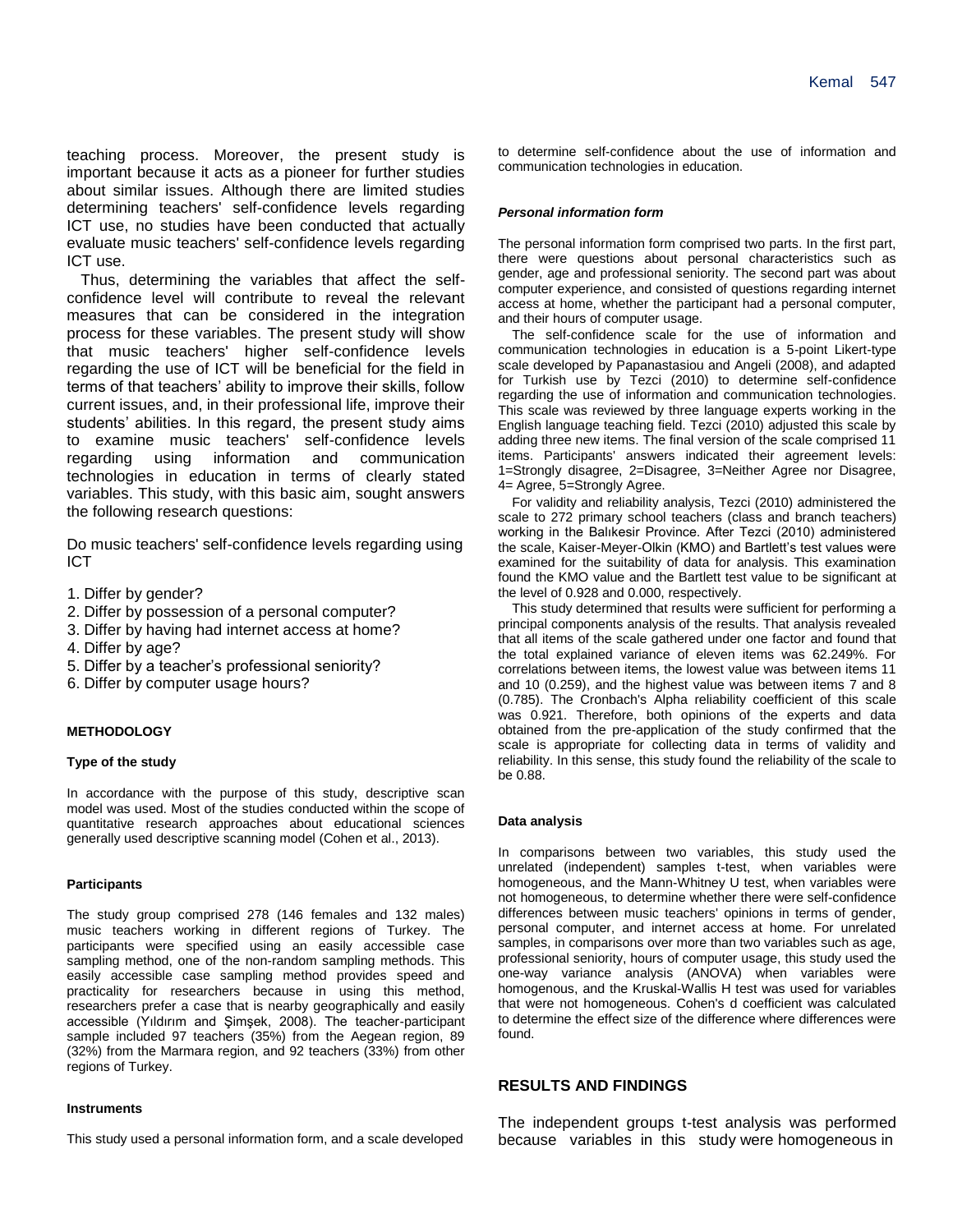teaching process. Moreover, the present study is important because it acts as a pioneer for further studies about similar issues. Although there are limited studies determining teachers' self-confidence levels regarding ICT use, no studies have been conducted that actually evaluate music teachers' self-confidence levels regarding ICT use.

Thus, determining the variables that affect the self-confidence level will contribute to reveal the relevant measures that can be considered in the integration process for these variables. The present study will show that music teachers' higher self-confidence levels regarding the use of ICT will be beneficial for the field in terms of that teachers' ability to improve their skills, follow current issues, and, in their professional life, improve their students' abilities. In this regard, the present study aims to examine music teachers' self-confidence levels regarding using information and communication technologies in education in terms of clearly stated variables. This study, with this basic aim, sought answers the following research questions:

Do music teachers' self-confidence levels regarding using ICT

1. Differ by gender?
2. Differ by possession of a personal computer?
3. Differ by having had internet access at home?
4. Differ by age?
5. Differ by a teacher's professional seniority?
6. Differ by computer usage hours?

## METHODOLOGY

### Type of the study

In accordance with the purpose of this study, descriptive scan model was used. Most of the studies conducted within the scope of quantitative research approaches about educational sciences generally used descriptive scanning model (Cohen et al., 2013).

### Participants

The study group comprised 278 (146 females and 132 males) music teachers working in different regions of Turkey. The participants were specified using an easily accessible case sampling method, one of the non-random sampling methods. This easily accessible case sampling method provides speed and practicality for researchers because in using this method, researchers prefer a case that is nearby geographically and easily accessible (Yıldırım and Şimşek, 2008). The teacher-participant sample included 97 teachers (35%) from the Aegean region, 89 (32%) from the Marmara region, and 92 teachers (33%) from other regions of Turkey.

### Instruments

This study used a personal information form, and a scale developed to determine self-confidence about the use of information and communication technologies in education.

#### *Personal information form*

The personal information form comprised two parts. In the first part, there were questions about personal characteristics such as gender, age and professional seniority. The second part was about computer experience, and consisted of questions regarding internet access at home, whether the participant had a personal computer, and their hours of computer usage.

The self-confidence scale for the use of information and communication technologies in education is a 5-point Likert-type scale developed by Papanastasiou and Angeli (2008), and adapted for Turkish use by Tezci (2010) to determine self-confidence regarding the use of information and communication technologies. This scale was reviewed by three language experts working in the English language teaching field. Tezci (2010) adjusted this scale by adding three new items. The final version of the scale comprised 11 items. Participants' answers indicated their agreement levels: 1=Strongly disagree, 2=Disagree, 3=Neither Agree nor Disagree, 4= Agree, 5=Strongly Agree.

For validity and reliability analysis, Tezci (2010) administered the scale to 272 primary school teachers (class and branch teachers) working in the Balıkesir Province. After Tezci (2010) administered the scale, Kaiser-Meyer-Olkin (KMO) and Bartlett's test values were examined for the suitability of data for analysis. This examination found the KMO value and the Bartlett test value to be significant at the level of 0.928 and 0.000, respectively.

This study determined that results were sufficient for performing a principal components analysis of the results. That analysis revealed that all items of the scale gathered under one factor and found that the total explained variance of eleven items was 62.249%. For correlations between items, the lowest value was between items 11 and 10 (0.259), and the highest value was between items 7 and 8 (0.785). The Cronbach's Alpha reliability coefficient of this scale was 0.921. Therefore, both opinions of the experts and data obtained from the pre-application of the study confirmed that the scale is appropriate for collecting data in terms of validity and reliability. In this sense, this study found the reliability of the scale to be 0.88.

### Data analysis

In comparisons between two variables, this study used the unrelated (independent) samples t-test, when variables were homogeneous, and the Mann-Whitney U test, when variables were not homogeneous, to determine whether there were self-confidence differences between music teachers' opinions in terms of gender, personal computer, and internet access at home. For unrelated samples, in comparisons over more than two variables such as age, professional seniority, hours of computer usage, this study used the one-way variance analysis (ANOVA) when variables were homogenous, and the Kruskal-Wallis H test was used for variables that were not homogeneous. Cohen's d coefficient was calculated to determine the effect size of the difference where differences were found.

## RESULTS AND FINDINGS

The independent groups t-test analysis was performed because variables in this study were homogeneous in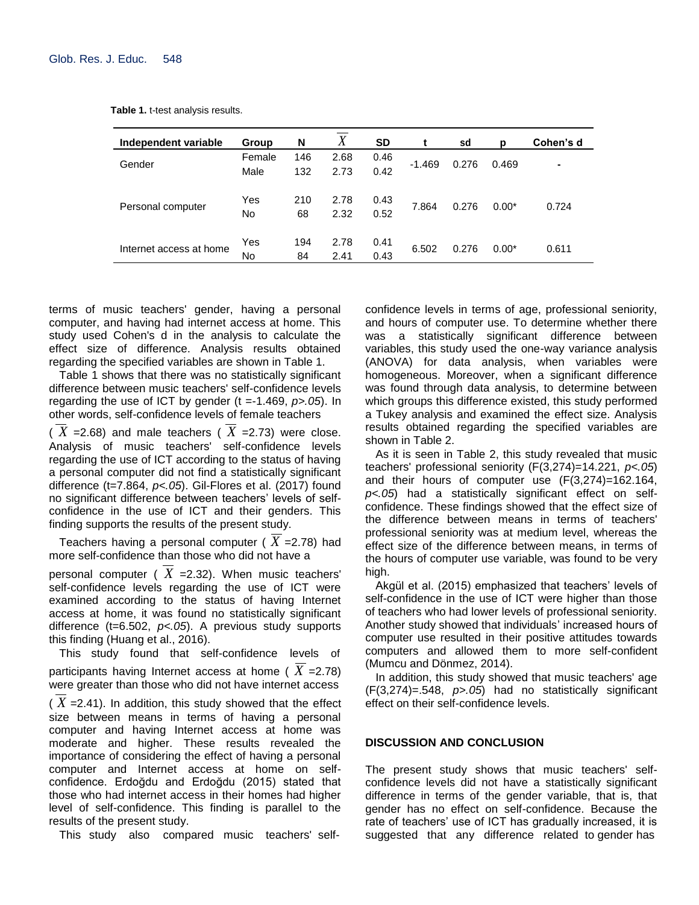**Table 1.** t-test analysis results.

| Independent variable | Group | N | $\overline{X}$ | SD | t | sd | p | Cohen's d |
|---|---|---|---|---|---|---|---|---|
| Gender | Female | 146 | 2.68 | 0.46 | -1.469 | 0.276 | 0.469 | - |
| | Male | 132 | 2.73 | 0.42 | | | | |
| Personal computer | Yes | 210 | 2.78 | 0.43 | 7.864 | 0.276 | 0.00* | 0.724 |
| | No | 68 | 2.32 | 0.52 | | | | |
| Internet access at home | Yes | 194 | 2.78 | 0.41 | 6.502 | 0.276 | 0.00* | 0.611 |
| | No | 84 | 2.41 | 0.43 | | | | |

terms of music teachers' gender, having a personal computer, and having had internet access at home. This study used Cohen's d in the analysis to calculate the effect size of difference. Analysis results obtained regarding the specified variables are shown in Table 1.

Table 1 shows that there was no statistically significant difference between music teachers' self-confidence levels regarding the use of ICT by gender (t =-1.469, *p>.05*). In other words, self-confidence levels of female teachers ( $\overline{X}$ =2.68) and male teachers ( $\overline{X}$ =2.73) were close. Analysis of music teachers' self-confidence levels regarding the use of ICT according to the status of having a personal computer did not find a statistically significant difference (t=7.864, *p<.05*). Gil-Flores et al. (2017) found no significant difference between teachers' levels of self-confidence in the use of ICT and their genders. This finding supports the results of the present study.

Teachers having a personal computer ( $\overline{X}$ =2.78) had more self-confidence than those who did not have a personal computer ( $\overline{X}$ =2.32). When music teachers' self-confidence levels regarding the use of ICT were examined according to the status of having Internet access at home, it was found no statistically significant difference (t=6.502, *p<.05*). A previous study supports this finding (Huang et al., 2016).

This study found that self-confidence levels of participants having Internet access at home ( $\overline{X}$ =2.78) were greater than those who did not have internet access ( $\overline{X}$ =2.41). In addition, this study showed that the effect size between means in terms of having a personal computer and having Internet access at home was moderate and higher. These results revealed the importance of considering the effect of having a personal computer and Internet access at home on self-confidence. Erdoğdu and Erdoğdu (2015) stated that those who had internet access in their homes had higher level of self-confidence. This finding is parallel to the results of the present study.

This study also compared music teachers' self-confidence levels in terms of age, professional seniority, and hours of computer use. To determine whether there was a statistically significant difference between variables, this study used the one-way variance analysis (ANOVA) for data analysis, when variables were homogeneous. Moreover, when a significant difference was found through data analysis, to determine between which groups this difference existed, this study performed a Tukey analysis and examined the effect size. Analysis results obtained regarding the specified variables are shown in Table 2.

As it is seen in Table 2, this study revealed that music teachers' professional seniority ($F(3,274)=14.221$, *p<.05*) and their hours of computer use ($F(3,274)=162.164$, *p<.05*) had a statistically significant effect on self-confidence. These findings showed that the effect size of the difference between means in terms of teachers' professional seniority was at medium level, whereas the effect size of the difference between means, in terms of the hours of computer use variable, was found to be very high.

Akgül et al. (2015) emphasized that teachers' levels of self-confidence in the use of ICT were higher than those of teachers who had lower levels of professional seniority. Another study showed that individuals' increased hours of computer use resulted in their positive attitudes towards computers and allowed them to more self-confident (Mumcu and Dönmez, 2014).

In addition, this study showed that music teachers' age ($F(3,274)=.548$, *p>.05*) had no statistically significant effect on their self-confidence levels.

## DISCUSSION AND CONCLUSION

The present study shows that music teachers' self-confidence levels did not have a statistically significant difference in terms of the gender variable, that is, that gender has no effect on self-confidence. Because the rate of teachers' use of ICT has gradually increased, it is suggested that any difference related to gender has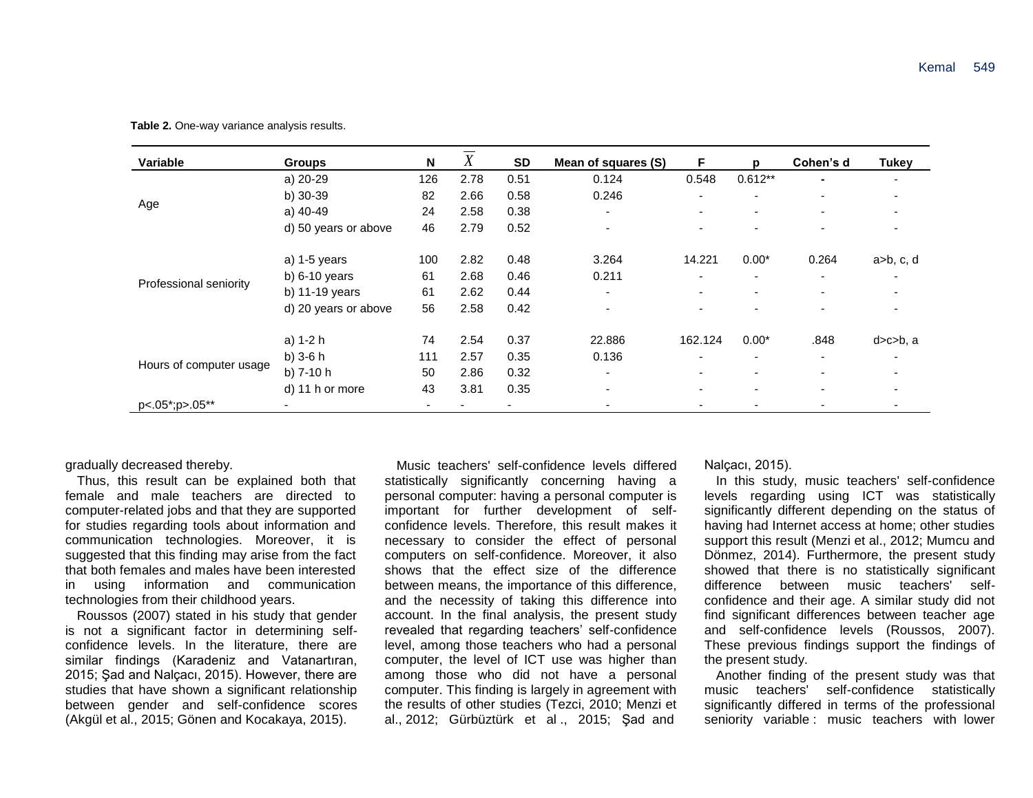**Table 2.** One-way variance analysis results.

| Variable | Groups | N | $\overline{X}$ | SD | Mean of squares (S) | F | p | Cohen's d | Tukey |
|---|---|---|---|---|---|---|---|---|---|
| Age | a) 20-29 | 126 | 2.78 | 0.51 | 0.124 | 0.548 | 0.612** | - | - |
| | b) 30-39 | 82 | 2.66 | 0.58 | 0.246 | - | - | - | - |
| | a) 40-49 | 24 | 2.58 | 0.38 | - | - | - | - | - |
| | d) 50 years or above | 46 | 2.79 | 0.52 | - | - | - | - | - |
| Professional seniority | a) 1-5 years | 100 | 2.82 | 0.48 | 3.264 | 14.221 | 0.00* | 0.264 | a>b, c, d |
| | b) 6-10 years | 61 | 2.68 | 0.46 | 0.211 | - | - | - | - |
| | b) 11-19 years | 61 | 2.62 | 0.44 | - | - | - | - | - |
| | d) 20 years or above | 56 | 2.58 | 0.42 | - | - | - | - | - |
| Hours of computer usage | a) 1-2 h | 74 | 2.54 | 0.37 | 22.886 | 162.124 | 0.00* | .848 | d>c>b, a |
| | b) 3-6 h | 111 | 2.57 | 0.35 | 0.136 | - | - | - | - |
| | b) 7-10 h | 50 | 2.86 | 0.32 | - | - | - | - | - |
| | d) 11 h or more | 43 | 3.81 | 0.35 | - | - | - | - | - |
| p<.05*;p>.05** | - | - | - | - | - | - | - | - | - |

gradually decreased thereby.

Thus, this result can be explained both that female and male teachers are directed to computer-related jobs and that they are supported for studies regarding tools about information and communication technologies. Moreover, it is suggested that this finding may arise from the fact that both females and males have been interested in using information and communication technologies from their childhood years.

Roussos (2007) stated in his study that gender is not a significant factor in determining self-confidence levels. In the literature, there are similar findings (Karadeniz and Vatanartıran, 2015; Şad and Nalçacı, 2015). However, there are studies that have shown a significant relationship between gender and self-confidence scores (Akgül et al., 2015; Gönen and Kocakaya, 2015).

Music teachers' self-confidence levels differed statistically significantly concerning having a personal computer: having a personal computer is important for further development of self-confidence levels. Therefore, this result makes it necessary to consider the effect of personal computers on self-confidence. Moreover, it also shows that the effect size of the difference between means, the importance of this difference, and the necessity of taking this difference into account. In the final analysis, the present study revealed that regarding teachers' self-confidence level, among those teachers who had a personal computer, the level of ICT use was higher than among those who did not have a personal computer. This finding is largely in agreement with the results of other studies (Tezci, 2010; Menzi et al., 2012; Gürbüztürk et al., 2015; Şad and Nalçacı, 2015).

In this study, music teachers' self-confidence levels regarding using ICT was statistically significantly different depending on the status of having had Internet access at home; other studies support this result (Menzi et al., 2012; Mumcu and Dönmez, 2014). Furthermore, the present study showed that there is no statistically significant difference between music teachers' self-confidence and their age. A similar study did not find significant differences between teacher age and self-confidence levels (Roussos, 2007). These previous findings support the findings of the present study.

Another finding of the present study was that music teachers' self-confidence statistically significantly differed in terms of the professional seniority variable: music teachers with lower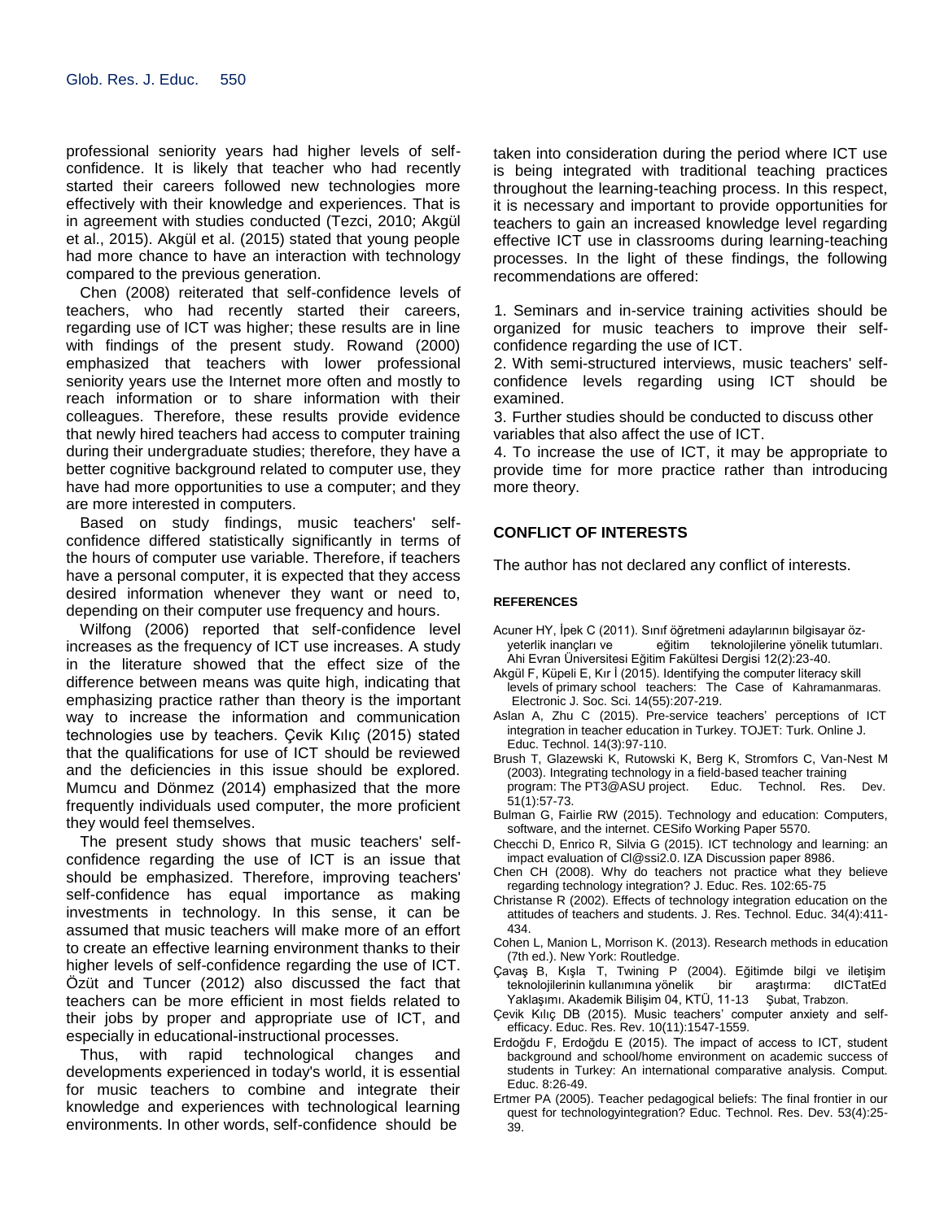professional seniority years had higher levels of self-confidence. It is likely that teacher who had recently started their careers followed new technologies more effectively with their knowledge and experiences. That is in agreement with studies conducted (Tezci, 2010; Akgül et al., 2015). Akgül et al. (2015) stated that young people had more chance to have an interaction with technology compared to the previous generation.

Chen (2008) reiterated that self-confidence levels of teachers, who had recently started their careers, regarding use of ICT was higher; these results are in line with findings of the present study. Rowand (2000) emphasized that teachers with lower professional seniority years use the Internet more often and mostly to reach information or to share information with their colleagues. Therefore, these results provide evidence that newly hired teachers had access to computer training during their undergraduate studies; therefore, they have a better cognitive background related to computer use, they have had more opportunities to use a computer; and they are more interested in computers.

Based on study findings, music teachers' self-confidence differed statistically significantly in terms of the hours of computer use variable. Therefore, if teachers have a personal computer, it is expected that they access desired information whenever they want or need to, depending on their computer use frequency and hours.

Wilfong (2006) reported that self-confidence level increases as the frequency of ICT use increases. A study in the literature showed that the effect size of the difference between means was quite high, indicating that emphasizing practice rather than theory is the important way to increase the information and communication technologies use by teachers. Çevik Kılıç (2015) stated that the qualifications for use of ICT should be reviewed and the deficiencies in this issue should be explored. Mumcu and Dönmez (2014) emphasized that the more frequently individuals used computer, the more proficient they would feel themselves.

The present study shows that music teachers' self-confidence regarding the use of ICT is an issue that should be emphasized. Therefore, improving teachers' self-confidence has equal importance as making investments in technology. In this sense, it can be assumed that music teachers will make more of an effort to create an effective learning environment thanks to their higher levels of self-confidence regarding the use of ICT. Özüt and Tuncer (2012) also discussed the fact that teachers can be more efficient in most fields related to their jobs by proper and appropriate use of ICT, and especially in educational-instructional processes.

Thus, with rapid technological changes and developments experienced in today's world, it is essential for music teachers to combine and integrate their knowledge and experiences with technological learning environments. In other words, self-confidence should be taken into consideration during the period where ICT use is being integrated with traditional teaching practices throughout the learning-teaching process. In this respect, it is necessary and important to provide opportunities for teachers to gain an increased knowledge level regarding effective ICT use in classrooms during learning-teaching processes. In the light of these findings, the following recommendations are offered:

1. Seminars and in-service training activities should be organized for music teachers to improve their self-confidence regarding the use of ICT.
2. With semi-structured interviews, music teachers' self-confidence levels regarding using ICT should be examined.
3. Further studies should be conducted to discuss other variables that also affect the use of ICT.
4. To increase the use of ICT, it may be appropriate to provide time for more practice rather than introducing more theory.

## CONFLICT OF INTERESTS

The author has not declared any conflict of interests.

## REFERENCES

Acuner HY, İpek C (2011). Sınıf öğretmeni adaylarının bilgisayar öz-yeterlik inançları ve eğitim teknolojilerine yönelik tutumları. Ahi Evran Üniversitesi Eğitim Fakültesi Dergisi 12(2):23-40.

Akgül F, Küpeli E, Kır İ (2015). Identifying the computer literacy skill levels of primary school teachers: The Case of Kahramanmaras. Electronic J. Soc. Sci. 14(55):207-219.

Aslan A, Zhu C (2015). Pre-service teachers' perceptions of ICT integration in teacher education in Turkey. TOJET: Turk. Online J. Educ. Technol. 14(3):97-110.

Brush T, Glazewski K, Rutowski K, Berg K, Stromfors C, Van-Nest M (2003). Integrating technology in a field-based teacher training program: The PT3@ASU project. Educ. Technol. Res. Dev. 51(1):57-73.

Bulman G, Fairlie RW (2015). Technology and education: Computers, software, and the internet. CESifo Working Paper 5570.

Checchi D, Enrico R, Silvia G (2015). ICT technology and learning: an impact evaluation of Cl@ssi2.0. IZA Discussion paper 8986.

Chen CH (2008). Why do teachers not practice what they believe regarding technology integration? J. Educ. Res. 102:65-75

Christanse R (2002). Effects of technology integration education on the attitudes of teachers and students. J. Res. Technol. Educ. 34(4):411-434.

Cohen L, Manion L, Morrison K. (2013). Research methods in education (7th ed.). New York: Routledge.

Çavaş B, Kışla T, Twining P (2004). Eğitimde bilgi ve iletişim teknolojilerinin kullanımına yönelik bir araştırma: dICTatEd Yaklaşımı. Akademik Bilişim 04, KTÜ, 11-13 Şubat, Trabzon.

Çevik Kılıç DB (2015). Music teachers' computer anxiety and self-efficacy. Educ. Res. Rev. 10(11):1547-1559.

Erdoğdu F, Erdoğdu E (2015). The impact of access to ICT, student background and school/home environment on academic success of students in Turkey: An international comparative analysis. Comput. Educ. 8:26-49.

Ertmer PA (2005). Teacher pedagogical beliefs: The final frontier in our quest for technologyintegration? Educ. Technol. Res. Dev. 53(4):25-39.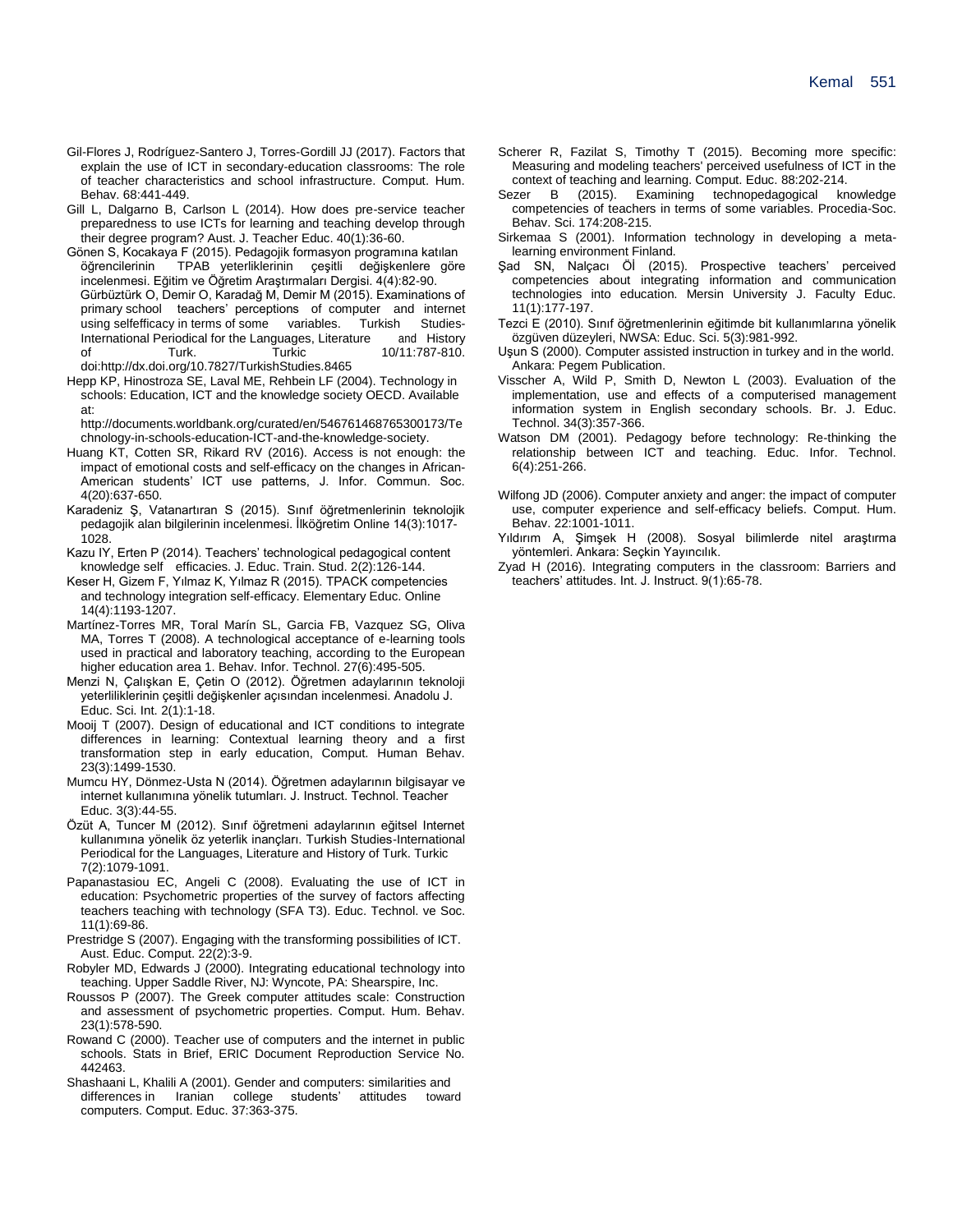Gil-Flores J, Rodríguez-Santero J, Torres-Gordill JJ (2017). Factors that explain the use of ICT in secondary-education classrooms: The role of teacher characteristics and school infrastructure. Comput. Hum. Behav. 68:441-449.

Gill L, Dalgarno B, Carlson L (2014). How does pre-service teacher preparedness to use ICTs for learning and teaching develop through their degree program? Aust. J. Teacher Educ. 40(1):36-60.

Gönen S, Kocakaya F (2015). Pedagojik formasyon programına katılan öğrencilerinin TPAB yeterliklerinin çeşitli değişkenlere göre incelenmesi. Eğitim ve Öğretim Araştırmaları Dergisi. 4(4):82-90.

Gürbüztürk O, Demir O, Karadağ M, Demir M (2015). Examinations of primary school teachers' perceptions of computer and internet using selfefficacy in terms of some variables. Turkish Studies-International Periodical for the Languages, Literature and History of Turk. Turkic 10/11:787-810. doi:http://dx.doi.org/10.7827/TurkishStudies.8465

Hepp KP, Hinostroza SE, Laval ME, Rehbein LF (2004). Technology in schools: Education, ICT and the knowledge society OECD. Available at: http://documents.worldbank.org/curated/en/546761468765300173/Technology-in-schools-education-ICT-and-the-knowledge-society.

Huang KT, Cotten SR, Rikard RV (2016). Access is not enough: the impact of emotional costs and self-efficacy on the changes in African-American students' ICT use patterns, J. Infor. Commun. Soc. 4(20):637-650.

Karadeniz Ş, Vatanartıran S (2015). Sınıf öğretmenlerinin teknolojik pedagojik alan bilgilerinin incelenmesi. İlköğretim Online 14(3):1017-1028.

Kazu IY, Erten P (2014). Teachers' technological pedagogical content knowledge self efficacies. J. Educ. Train. Stud. 2(2):126-144.

Keser H, Gizem F, Yılmaz K, Yılmaz R (2015). TPACK competencies and technology integration self-efficacy. Elementary Educ. Online 14(4):1193-1207.

Martínez-Torres MR, Toral Marín SL, Garcia FB, Vazquez SG, Oliva MA, Torres T (2008). A technological acceptance of e-learning tools used in practical and laboratory teaching, according to the European higher education area 1. Behav. Infor. Technol. 27(6):495-505.

Menzi N, Çalışkan E, Çetin O (2012). Öğretmen adaylarının teknoloji yeterliliklerinin çeşitli değişkenler açısından incelenmesi. Anadolu J. Educ. Sci. Int. 2(1):1-18.

Mooij T (2007). Design of educational and ICT conditions to integrate differences in learning: Contextual learning theory and a first transformation step in early education, Comput. Human Behav. 23(3):1499-1530.

Mumcu HY, Dönmez-Usta N (2014). Öğretmen adaylarının bilgisayar ve internet kullanımına yönelik tutumları. J. Instruct. Technol. Teacher Educ. 3(3):44-55.

Özüt A, Tuncer M (2012). Sınıf öğretmeni adaylarının eğitsel Internet kullanımına yönelik öz yeterlik inançları. Turkish Studies-International Periodical for the Languages, Literature and History of Turk. Turkic 7(2):1079-1091.

Papanastasiou EC, Angeli C (2008). Evaluating the use of ICT in education: Psychometric properties of the survey of factors affecting teachers teaching with technology (SFA T3). Educ. Technol. ve Soc. 11(1):69-86.

Prestridge S (2007). Engaging with the transforming possibilities of ICT. Aust. Educ. Comput. 22(2):3-9.

Robyler MD, Edwards J (2000). Integrating educational technology into teaching. Upper Saddle River, NJ: Wyncote, PA: Shearspire, Inc.

Roussos P (2007). The Greek computer attitudes scale: Construction and assessment of psychometric properties. Comput. Hum. Behav. 23(1):578-590.

Rowand C (2000). Teacher use of computers and the internet in public schools. Stats in Brief, ERIC Document Reproduction Service No. 442463.

Shashaani L, Khalili A (2001). Gender and computers: similarities and differences in Iranian college students' attitudes toward computers. Comput. Educ. 37:363-375.

Scherer R, Fazilat S, Timothy T (2015). Becoming more specific: Measuring and modeling teachers' perceived usefulness of ICT in the context of teaching and learning. Comput. Educ. 88:202-214.

Sezer B (2015). Examining technopedagogical knowledge competencies of teachers in terms of some variables. Procedia-Soc. Behav. Sci. 174:208-215.

Sirkemaa S (2001). Information technology in developing a meta-learning environment Finland.

Şad SN, Nalçacı Öİ (2015). Prospective teachers' perceived competencies about integrating information and communication technologies into education. Mersin University J. Faculty Educ. 11(1):177-197.

Tezci E (2010). Sınıf öğretmenlerinin eğitimde bit kullanımlarına yönelik özgüven düzeyleri, NWSA: Educ. Sci. 5(3):981-992.

Uşun S (2000). Computer assisted instruction in turkey and in the world. Ankara: Pegem Publication.

Visscher A, Wild P, Smith D, Newton L (2003). Evaluation of the implementation, use and effects of a computerised management information system in English secondary schools. Br. J. Educ. Technol. 34(3):357-366.

Watson DM (2001). Pedagogy before technology: Re-thinking the relationship between ICT and teaching. Educ. Infor. Technol. 6(4):251-266.

Wilfong JD (2006). Computer anxiety and anger: the impact of computer use, computer experience and self-efficacy beliefs. Comput. Hum. Behav. 22:1001-1011.

Yıldırım A, Şimşek H (2008). Sosyal bilimlerde nitel araştırma yöntemleri. Ankara: Seçkin Yayıncılık.

Zyad H (2016). Integrating computers in the classroom: Barriers and teachers' attitudes. Int. J. Instruct. 9(1):65-78.